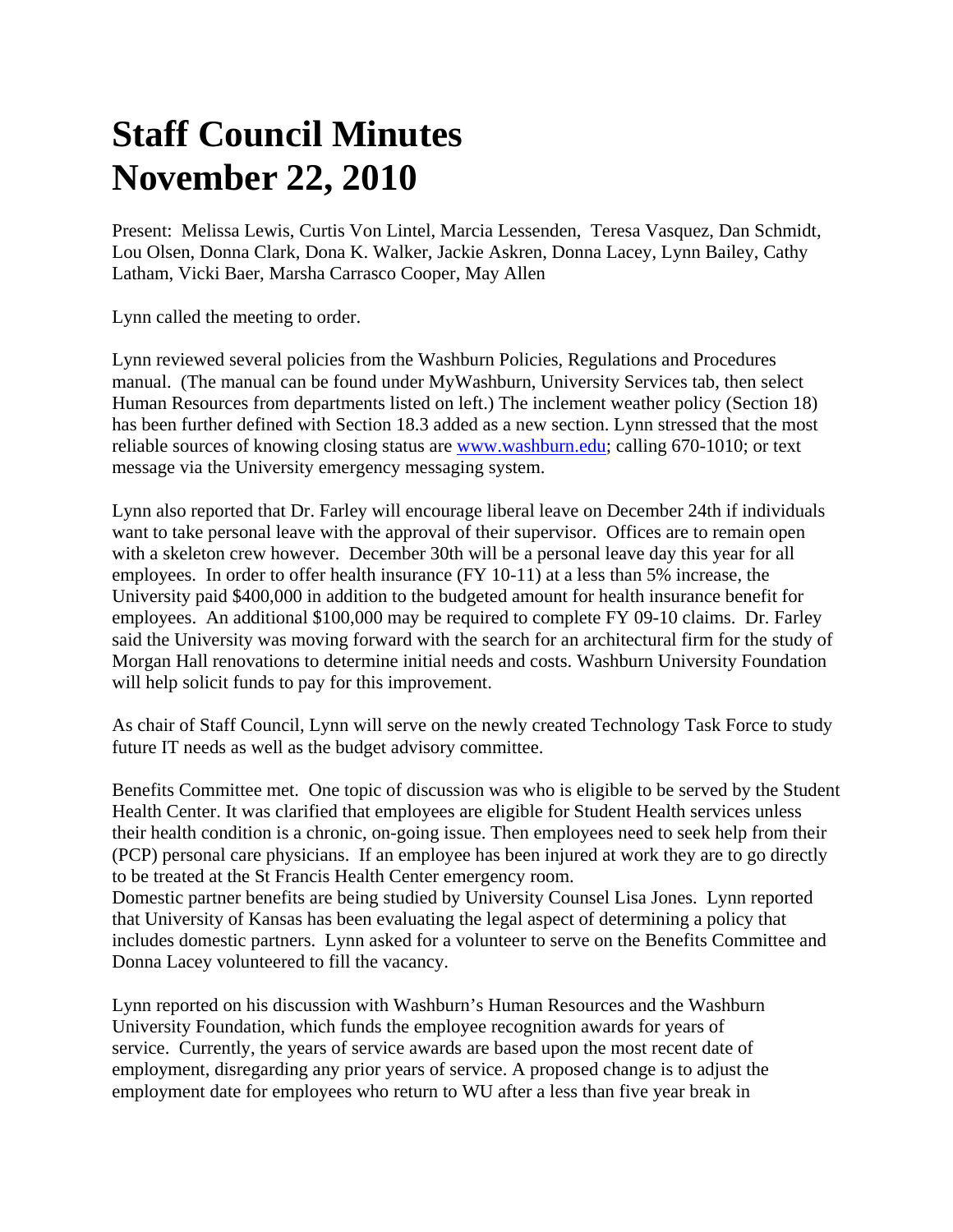# Staff Council Minutes November 22, 2010

Present: Melissa Lewis, Curtis Von Lintel, Marcia Lessenden, Teresa Vasquez, Dan Schmidt, Lou Olsen, Donna Clark, Dona K. Walker, Jackie Askren, Donna Lacey, Lynn Bailey, Cathy Latham, Vicki Baer, Marsha Carrasco Cooper, May Allen

Lynn called the meeting to order.

Lynn reviewed several policies from the Washburn Policies, Regulations and Procedures manual. (The manual can be found under MyWashburn, University Services tab, then select Human Resources from departments listed on left.) The inclement weather policy (Section 18) has been further defined with Section 18.3 added as a new section. Lynn stressed that the most reliable sources of knowing closing status are [www.washburn.edu](http://www.washburn.edu); calling 670-1010; or text message via the University emergency messaging system.

Lynn also reported that Dr. Farley will encourage liberal leave on December 24th if individuals want to take personal leave with the approval of their supervisor. Offices are to remain open with a skeleton crew however. December 30th will be a personal leave day this year for all employees. In order to offer health insurance (FY 10-11) at a less than 5% increase, the University paid $400,000 in addition to the budgeted amount for health insurance benefit for employees. An additional $100,000 may be required to complete FY 09-10 claims. Dr. Farley said the University was moving forward with the search for an architectural firm for the study of Morgan Hall renovations to determine initial needs and costs. Washburn University Foundation will help solicit funds to pay for this improvement.

As chair of Staff Council, Lynn will serve on the newly created Technology Task Force to study future IT needs as well as the budget advisory committee.

Benefits Committee met. One topic of discussion was who is eligible to be served by the Student Health Center. It was clarified that employees are eligible for Student Health services unless their health condition is a chronic, on-going issue. Then employees need to seek help from their (PCP) personal care physicians. If an employee has been injured at work they are to go directly to be treated at the St Francis Health Center emergency room.
Domestic partner benefits are being studied by University Counsel Lisa Jones. Lynn reported that University of Kansas has been evaluating the legal aspect of determining a policy that includes domestic partners. Lynn asked for a volunteer to serve on the Benefits Committee and Donna Lacey volunteered to fill the vacancy.

Lynn reported on his discussion with Washburn's Human Resources and the Washburn University Foundation, which funds the employee recognition awards for years of service. Currently, the years of service awards are based upon the most recent date of employment, disregarding any prior years of service. A proposed change is to adjust the employment date for employees who return to WU after a less than five year break in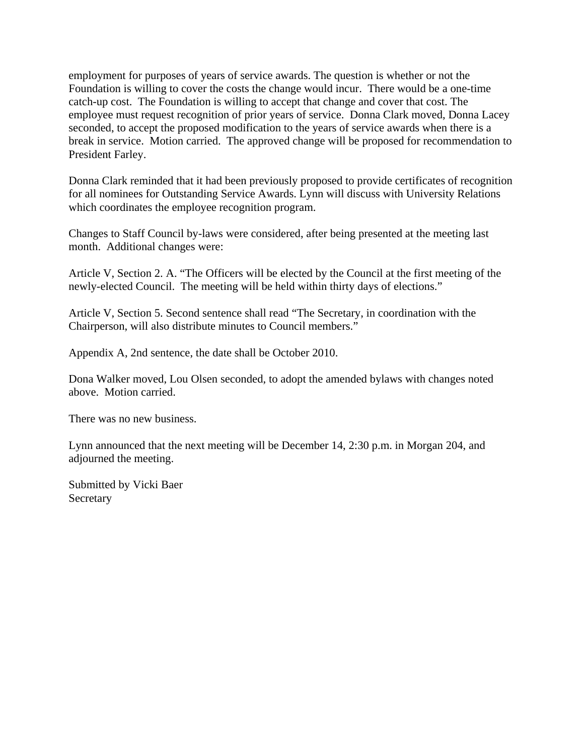employment for purposes of years of service awards. The question is whether or not the Foundation is willing to cover the costs the change would incur. There would be a one-time catch-up cost. The Foundation is willing to accept that change and cover that cost. The employee must request recognition of prior years of service. Donna Clark moved, Donna Lacey seconded, to accept the proposed modification to the years of service awards when there is a break in service. Motion carried. The approved change will be proposed for recommendation to President Farley.

Donna Clark reminded that it had been previously proposed to provide certificates of recognition for all nominees for Outstanding Service Awards. Lynn will discuss with University Relations which coordinates the employee recognition program.

Changes to Staff Council by-laws were considered, after being presented at the meeting last month. Additional changes were:

Article V, Section 2. A. "The Officers will be elected by the Council at the first meeting of the newly-elected Council. The meeting will be held within thirty days of elections."

Article V, Section 5. Second sentence shall read "The Secretary, in coordination with the Chairperson, will also distribute minutes to Council members."

Appendix A, 2nd sentence, the date shall be October 2010.

Dona Walker moved, Lou Olsen seconded, to adopt the amended bylaws with changes noted above. Motion carried.

There was no new business.

Lynn announced that the next meeting will be December 14, 2:30 p.m. in Morgan 204, and adjourned the meeting.

Submitted by Vicki Baer
Secretary